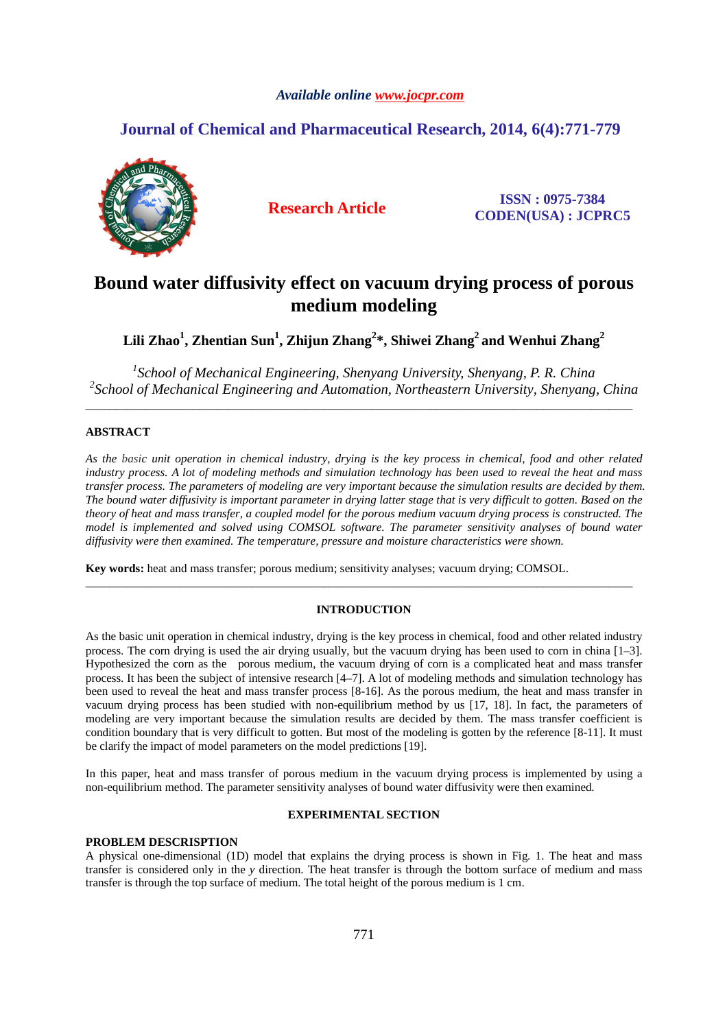*Available online www.jocpr.com*

## Journal of Chemical and Pharmaceutical Research, 2014, 6(4):771-779

**Research Article**

**ISSN : 0975-7384**
**CODEN(USA) : JCPRC5**

# Bound water diffusivity effect on vacuum drying process of porous medium modeling

**Lili Zhao[1], Zhentian Sun[1], Zhijun Zhang[2]\*, Shiwei Zhang[2] and Wenhui Zhang[2]**

[1]*School of Mechanical Engineering, Shenyang University, Shenyang, P. R. China*
[2]*School of Mechanical Engineering and Automation, Northeastern University, Shenyang, China*

---

## ABSTRACT

*As the basic unit operation in chemical industry, drying is the key process in chemical, food and other related industry process. A lot of modeling methods and simulation technology has been used to reveal the heat and mass transfer process. The parameters of modeling are very important because the simulation results are decided by them. The bound water diffusivity is important parameter in drying latter stage that is very difficult to gotten. Based on the theory of heat and mass transfer, a coupled model for the porous medium vacuum drying process is constructed. The model is implemented and solved using COMSOL software. The parameter sensitivity analyses of bound water diffusivity were then examined. The temperature, pressure and moisture characteristics were shown.*

**Key words:** heat and mass transfer; porous medium; sensitivity analyses; vacuum drying; COMSOL.

---

## INTRODUCTION

As the basic unit operation in chemical industry, drying is the key process in chemical, food and other related industry process. The corn drying is used the air drying usually, but the vacuum drying has been used to corn in china [1–3]. Hypothesized the corn as the porous medium, the vacuum drying of corn is a complicated heat and mass transfer process. It has been the subject of intensive research [4–7]. A lot of modeling methods and simulation technology has been used to reveal the heat and mass transfer process [8-16]. As the porous medium, the heat and mass transfer in vacuum drying process has been studied with non-equilibrium method by us [17, 18]. In fact, the parameters of modeling are very important because the simulation results are decided by them. The mass transfer coefficient is condition boundary that is very difficult to gotten. But most of the modeling is gotten by the reference [8-11]. It must be clarify the impact of model parameters on the model predictions [19].

In this paper, heat and mass transfer of porous medium in the vacuum drying process is implemented by using a non-equilibrium method. The parameter sensitivity analyses of bound water diffusivity were then examined.

## EXPERIMENTAL SECTION

### PROBLEM DESCRISPTION

A physical one-dimensional (1D) model that explains the drying process is shown in Fig. 1. The heat and mass transfer is considered only in the $y$ direction. The heat transfer is through the bottom surface of medium and mass transfer is through the top surface of medium. The total height of the porous medium is 1 cm.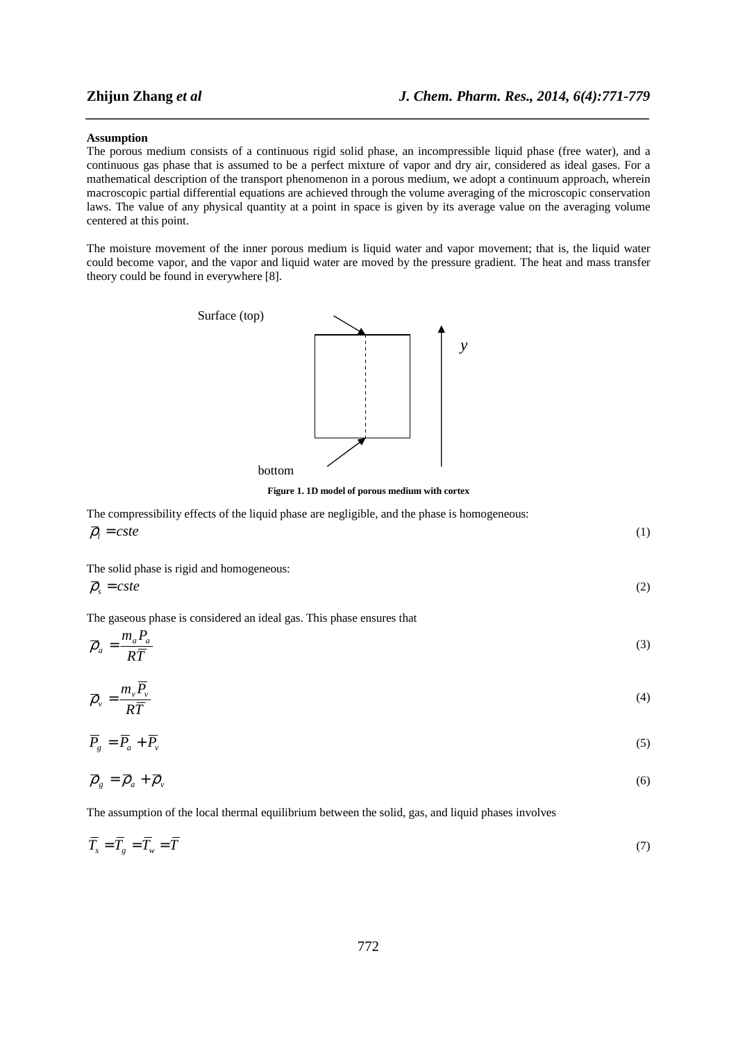**Assumption**

The porous medium consists of a continuous rigid solid phase, an incompressible liquid phase (free water), and a continuous gas phase that is assumed to be a perfect mixture of vapor and dry air, considered as ideal gases. For a mathematical description of the transport phenomenon in a porous medium, we adopt a continuum approach, wherein macroscopic partial differential equations are achieved through the volume averaging of the microscopic conservation laws. The value of any physical quantity at a point in space is given by its average value on the averaging volume centered at this point.

The moisture movement of the inner porous medium is liquid water and vapor movement; that is, the liquid water could become vapor, and the vapor and liquid water are moved by the pressure gradient. The heat and mass transfer theory could be found in everywhere [8].

Surface (top)

$y$

bottom

**Figure 1. 1D model of porous medium with cortex**

The compressibility effects of the liquid phase are negligible, and the phase is homogeneous:

$$\overline{\rho}_l = cste \tag{1}$$

The solid phase is rigid and homogeneous:

$$\overline{\rho}_s = cste \tag{2}$$

The gaseous phase is considered an ideal gas. This phase ensures that

$$\overline{\rho}_a = \frac{m_a P_a}{R\overline{T}} \tag{3}$$

$$\overline{\rho}_v = \frac{m_v \overline{P}_v}{R\overline{T}} \tag{4}$$

$$\overline{P}_g = \overline{P}_a + \overline{P}_v \tag{5}$$

$$\overline{\rho}_g = \overline{\rho}_a + \overline{\rho}_v \tag{6}$$

The assumption of the local thermal equilibrium between the solid, gas, and liquid phases involves

$$\overline{T}_s = \overline{T}_g = \overline{T}_w = \overline{T} \tag{7}$$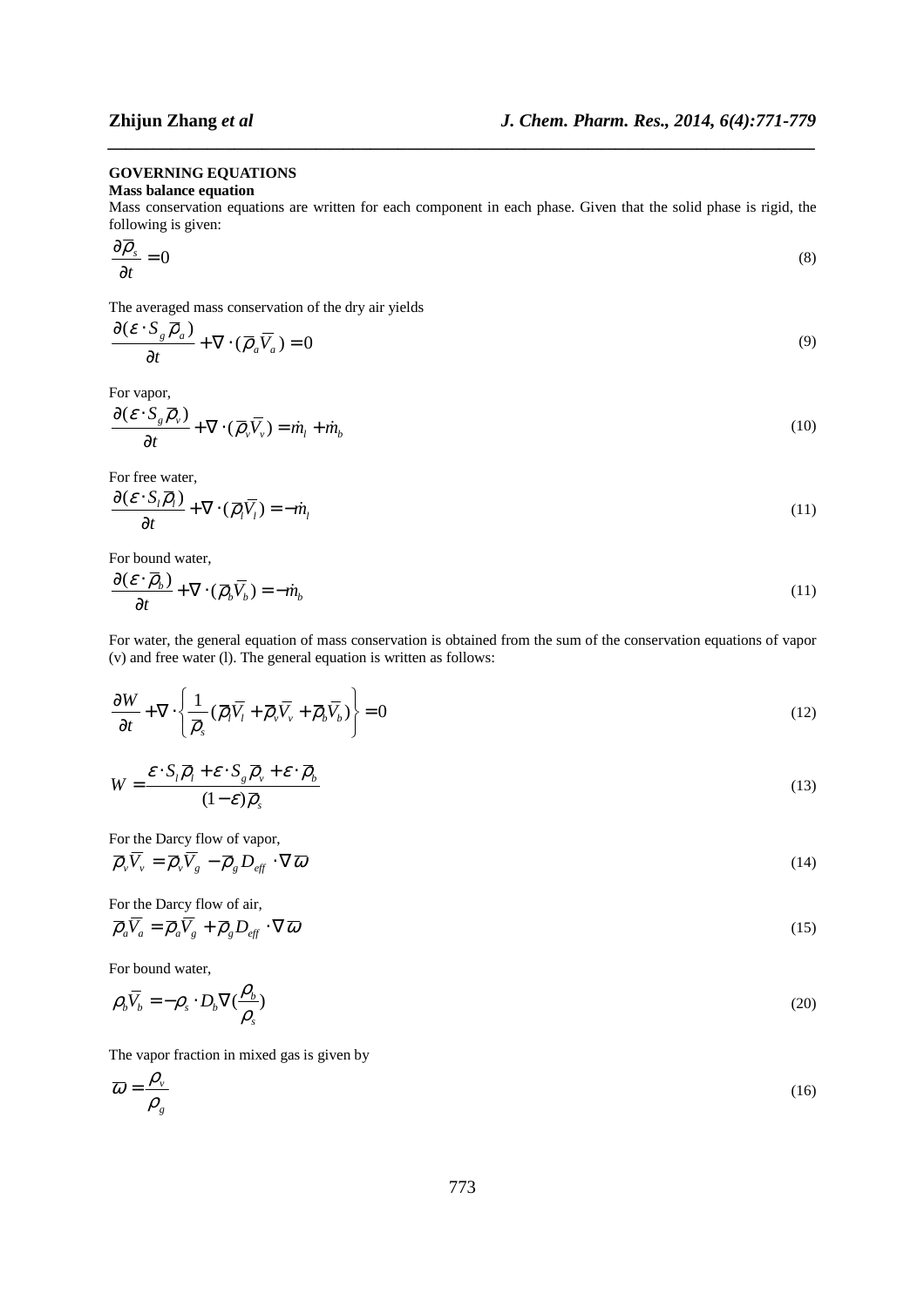## GOVERNING EQUATIONS

### Mass balance equation

Mass conservation equations are written for each component in each phase. Given that the solid phase is rigid, the following is given:

$$\frac{\partial \overline{\rho}_s}{\partial t} = 0 \tag{8}$$

The averaged mass conservation of the dry air yields

$$\frac{\partial(\varepsilon \cdot S_g \overline{\rho}_a)}{\partial t} + \nabla \cdot (\overline{\rho}_a \overline{V}_a) = 0 \tag{9}$$

For vapor,

$$\frac{\partial(\varepsilon \cdot S_g \overline{\rho}_v)}{\partial t} + \nabla \cdot (\overline{\rho}_v \overline{V}_v) = \dot{m}_l + \dot{m}_b \tag{10}$$

For free water,

$$\frac{\partial(\varepsilon \cdot S_l \overline{\rho}_l)}{\partial t} + \nabla \cdot (\overline{\rho}_l \overline{V}_l) = -\dot{m}_l \tag{11}$$

For bound water,

$$\frac{\partial(\varepsilon \cdot \overline{\rho}_b)}{\partial t} + \nabla \cdot (\overline{\rho}_b \overline{V}_b) = -\dot{m}_b \tag{11}$$

For water, the general equation of mass conservation is obtained from the sum of the conservation equations of vapor (v) and free water (l). The general equation is written as follows:

$$\frac{\partial W}{\partial t} + \nabla \cdot \left\{ \frac{1}{\overline{\rho}_s} (\overline{\rho}_l \overline{V}_l + \overline{\rho}_v \overline{V}_v + \overline{\rho}_b \overline{V}_b) \right\} = 0 \tag{12}$$

$$W = \frac{\varepsilon \cdot S_l \overline{\rho}_l + \varepsilon \cdot S_g \overline{\rho}_v + \varepsilon \cdot \overline{\rho}_b}{(1-\varepsilon)\overline{\rho}_s} \tag{13}$$

For the Darcy flow of vapor,

$$\overline{\rho}_v \overline{V}_v = \overline{\rho}_v \overline{V}_g - \overline{\rho}_g D_{eff} \cdot \nabla \overline{\omega} \tag{14}$$

For the Darcy flow of air,

$$\overline{\rho}_a \overline{V}_a = \overline{\rho}_a \overline{V}_g + \overline{\rho}_g D_{eff} \cdot \nabla \overline{\omega} \tag{15}$$

For bound water,

$$\rho_b \overline{V}_b = -\rho_s \cdot D_b \nabla (\frac{\rho_b}{\rho_s}) \tag{20}$$

The vapor fraction in mixed gas is given by

$$\overline{\omega} = \frac{\rho_v}{\rho_g} \tag{16}$$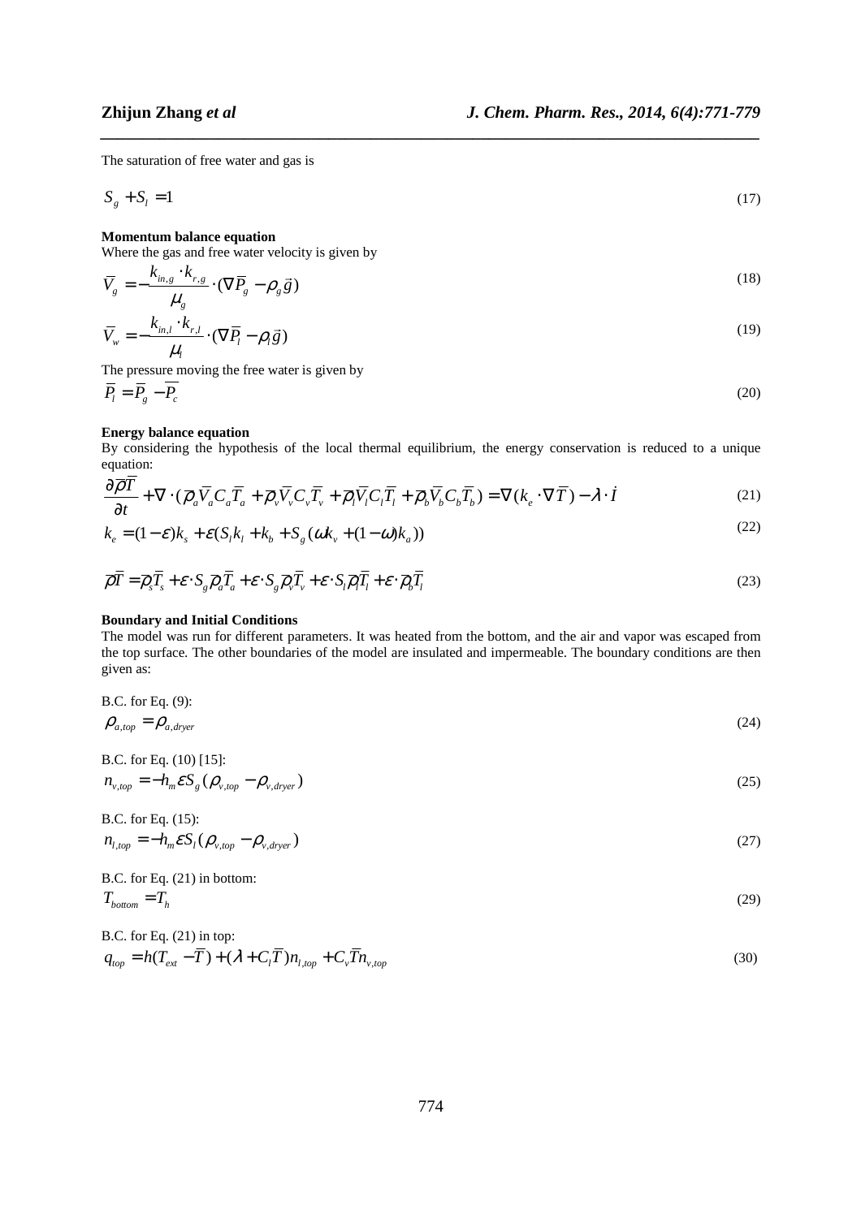The saturation of free water and gas is

$$S_g + S_l = 1 \tag{17}$$

**Momentum balance equation**

Where the gas and free water velocity is given by

$$\bar{V}_g = -\frac{k_{in,g} \cdot k_{r,g}}{\mu_g} \cdot (\nabla \bar{P}_g - \rho_g \vec{g}) \tag{18}$$

$$\bar{V}_w = -\frac{k_{in,l} \cdot k_{r,l}}{\mu_l} \cdot (\nabla \bar{P}_l - \rho_l \vec{g}) \tag{19}$$

The pressure moving the free water is given by

$$\bar{P}_l = \bar{P}_g - \overline{P_c} \tag{20}$$

**Energy balance equation**

By considering the hypothesis of the local thermal equilibrium, the energy conservation is reduced to a unique equation:

$$\frac{\partial \overline{\rho T}}{\partial t} + \nabla \cdot (\bar{\rho}_a \bar{V}_a C_a \bar{T}_a + \bar{\rho}_v \bar{V}_v C_v \bar{T}_v + \bar{\rho}_l \bar{V}_l C_l \bar{T}_l + \bar{\rho}_b \bar{V}_b C_b \bar{T}_b) = \nabla (k_e \cdot \nabla \bar{T}) - \lambda \cdot \dot{I} \tag{21}$$

$$k_e = (1-\varepsilon) k_s + \varepsilon (S_l k_l + k_b + S_g (\omega k_v + (1-\omega) k_a)) \tag{22}$$

$$\overline{\rho T} = \bar{\rho}_s \bar{T}_s + \varepsilon \cdot S_g \bar{\rho}_a \bar{T}_a + \varepsilon \cdot S_g \bar{\rho}_v \bar{T}_v + \varepsilon \cdot S_l \bar{\rho}_l \bar{T}_l + \varepsilon \cdot \bar{\rho}_b \bar{T}_l \tag{23}$$

**Boundary and Initial Conditions**

The model was run for different parameters. It was heated from the bottom, and the air and vapor was escaped from the top surface. The other boundaries of the model are insulated and impermeable. The boundary conditions are then given as:

B.C. for Eq. (9):

$$\rho_{a,top} = \rho_{a,dryer} \tag{24}$$

B.C. for Eq. (10) [15]:

$$n_{v,top} = -h_m \varepsilon S_g (\rho_{v,top} - \rho_{v,dryer}) \tag{25}$$

B.C. for Eq. (15):

$$n_{l,top} = -h_m \varepsilon S_l (\rho_{v,top} - \rho_{v,dryer}) \tag{27}$$

B.C. for Eq. (21) in bottom:

$$T_{bottom} = T_h \tag{29}$$

B.C. for Eq. (21) in top:

$$q_{top} = h(T_{ext} - \bar{T}) + (\lambda + C_l \bar{T}) n_{l,top} + C_v \bar{T} n_{v,top} \tag{30}$$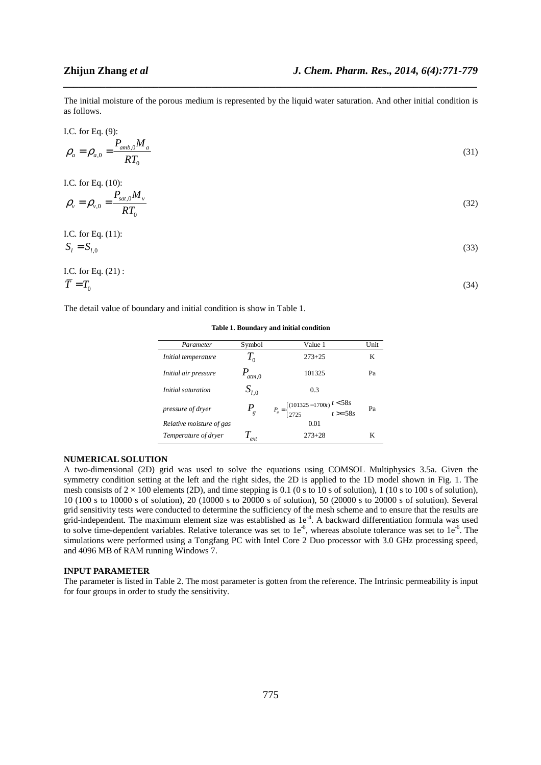The initial moisture of the porous medium is represented by the liquid water saturation. And other initial condition is as follows.

I.C. for Eq. (9):

$$\rho_a = \rho_{a,0} = \frac{P_{amb,0} M_a}{RT_0} \tag{31}$$

I.C. for Eq. (10):

$$\rho_v = \rho_{v,0} = \frac{P_{sat,0} M_v}{RT_0} \tag{32}$$

I.C. for Eq. (11):

$$S_l = S_{l,0} \tag{33}$$

I.C. for Eq. (21) :

$$\bar{T} = T_0 \tag{34}$$

The detail value of boundary and initial condition is show in Table 1.

**Table 1. Boundary and initial condition**

| *Parameter* | Symbol | Value 1 | Unit |
|---|---|---|---|
| *Initial temperature* | $T_0$ | 273+25 | K |
| *Initial air pressure* | $P_{atm,0}$ | 101325 | Pa |
| *Initial saturation* | $S_{l,0}$ | 0.3 | |
| *pressure of dryer* | $P_g$ | $P_g = \begin{cases} (101325 - 1700t) & t < 58s \\ 2725 & t >= 58s \end{cases}$ | Pa |
| *Relative moisture of gas* | | 0.01 | |
| *Temperature of dryer* | $T_{ext}$ | 273+28 | K |

## NUMERICAL SOLUTION

A two-dimensional (2D) grid was used to solve the equations using COMSOL Multiphysics 3.5a. Given the symmetry condition setting at the left and the right sides, the 2D is applied to the 1D model shown in Fig. 1. The mesh consists of $2 \times 100$ elements (2D), and time stepping is 0.1 (0 s to 10 s of solution), 1 (10 s to 100 s of solution), 10 (100 s to 10000 s of solution), 20 (10000 s to 20000 s of solution), 50 (20000 s to 20000 s of solution). Several grid sensitivity tests were conducted to determine the sufficiency of the mesh scheme and to ensure that the results are grid-independent. The maximum element size was established as $1e^{-4}$. A backward differentiation formula was used to solve time-dependent variables. Relative tolerance was set to $1e^{-6}$, whereas absolute tolerance was set to $1e^{-6}$. The simulations were performed using a Tongfang PC with Intel Core 2 Duo processor with 3.0 GHz processing speed, and 4096 MB of RAM running Windows 7.

## INPUT PARAMETER

The parameter is listed in Table 2. The most parameter is gotten from the reference. The Intrinsic permeability is input for four groups in order to study the sensitivity.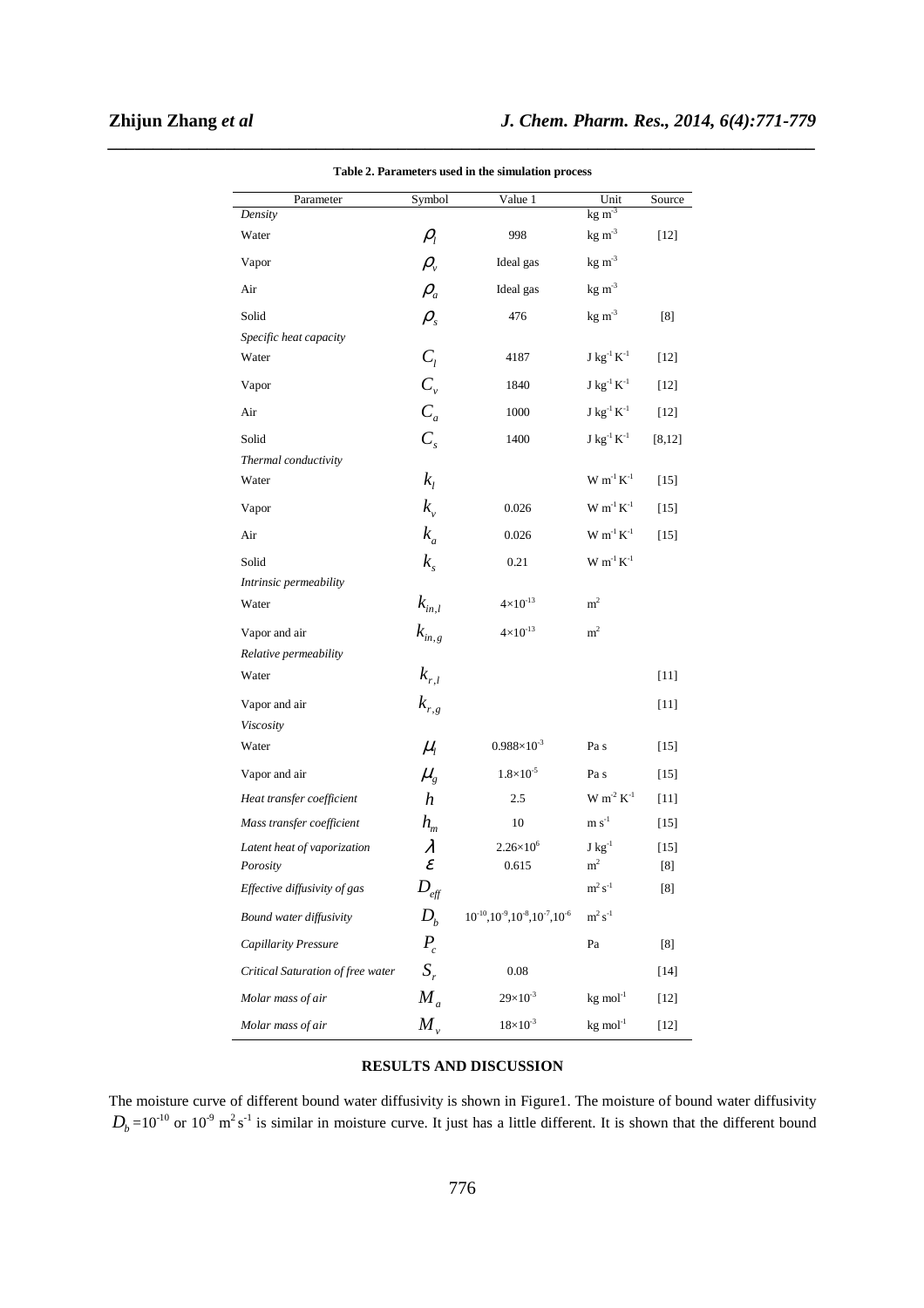**Table 2. Parameters used in the simulation process**

| Parameter | Symbol | Value 1 | Unit | Source |
|---|---|---|---|---|
| *Density* | | | $kg\ m^{-3}$ | |
| Water | $\rho_l$ | 998 | $kg\ m^{-3}$ | [12] |
| Vapor | $\rho_v$ | Ideal gas | $kg\ m^{-3}$ | |
| Air | $\rho_a$ | Ideal gas | $kg\ m^{-3}$ | |
| Solid | $\rho_s$ | 476 | $kg\ m^{-3}$ | [8] |
| *Specific heat capacity* | | | | |
| Water | $C_l$ | 4187 | $J\ kg^{-1}\ K^{-1}$ | [12] |
| Vapor | $C_v$ | 1840 | $J\ kg^{-1}\ K^{-1}$ | [12] |
| Air | $C_a$ | 1000 | $J\ kg^{-1}\ K^{-1}$ | [12] |
| Solid | $C_s$ | 1400 | $J\ kg^{-1}\ K^{-1}$ | [8,12] |
| *Thermal conductivity* | | | | |
| Water | $k_l$ | | $W\ m^{-1}\ K^{-1}$ | [15] |
| Vapor | $k_v$ | 0.026 | $W\ m^{-1}\ K^{-1}$ | [15] |
| Air | $k_a$ | 0.026 | $W\ m^{-1}\ K^{-1}$ | [15] |
| Solid | $k_s$ | 0.21 | $W\ m^{-1}\ K^{-1}$ | |
| *Intrinsic permeability* | | | | |
| Water | $k_{in,l}$ | $4\times10^{-13}$ | $m^2$ | |
| Vapor and air | $k_{in,g}$ | $4\times10^{-13}$ | $m^2$ | |
| *Relative permeability* | | | | |
| Water | $k_{r,l}$ | | | [11] |
| Vapor and air | $k_{r,g}$ | | | [11] |
| *Viscosity* | | | | |
| Water | $\mu_l$ | $0.988\times10^{-3}$ | Pa s | [15] |
| Vapor and air | $\mu_g$ | $1.8\times10^{-5}$ | Pa s | [15] |
| *Heat transfer coefficient* | $h$ | 2.5 | $W\ m^{-2}\ K^{-1}$ | [11] |
| *Mass transfer coefficient* | $h_m$ | 10 | $m\ s^{-1}$ | [15] |
| *Latent heat of vaporization* | $\lambda$ | $2.26\times10^{6}$ | $J\ kg^{-1}$ | [15] |
| *Porosity* | $\varepsilon$ | 0.615 | $m^2$ | [8] |
| *Effective diffusivity of gas* | $D_{eff}$ | | $m^2\ s^{-1}$ | [8] |
| *Bound water diffusivity* | $D_b$ | $10^{-10}, 10^{-9}, 10^{-8}, 10^{-7}, 10^{-6}$ | $m^2\ s^{-1}$ | |
| *Capillarity Pressure* | $P_c$ | | Pa | [8] |
| *Critical Saturation of free water* | $S_r$ | 0.08 | | [14] |
| *Molar mass of air* | $M_a$ | $29\times10^{-3}$ | $kg\ mol^{-1}$ | [12] |
| *Molar mass of air* | $M_v$ | $18\times10^{-3}$ | $kg\ mol^{-1}$ | [12] |

## RESULTS AND DISCUSSION

The moisture curve of different bound water diffusivity is shown in Figure1. The moisture of bound water diffusivity $D_b = 10^{-10}$ or $10^{-9}$ $m^2 s^{-1}$ is similar in moisture curve. It just has a little different. It is shown that the different bound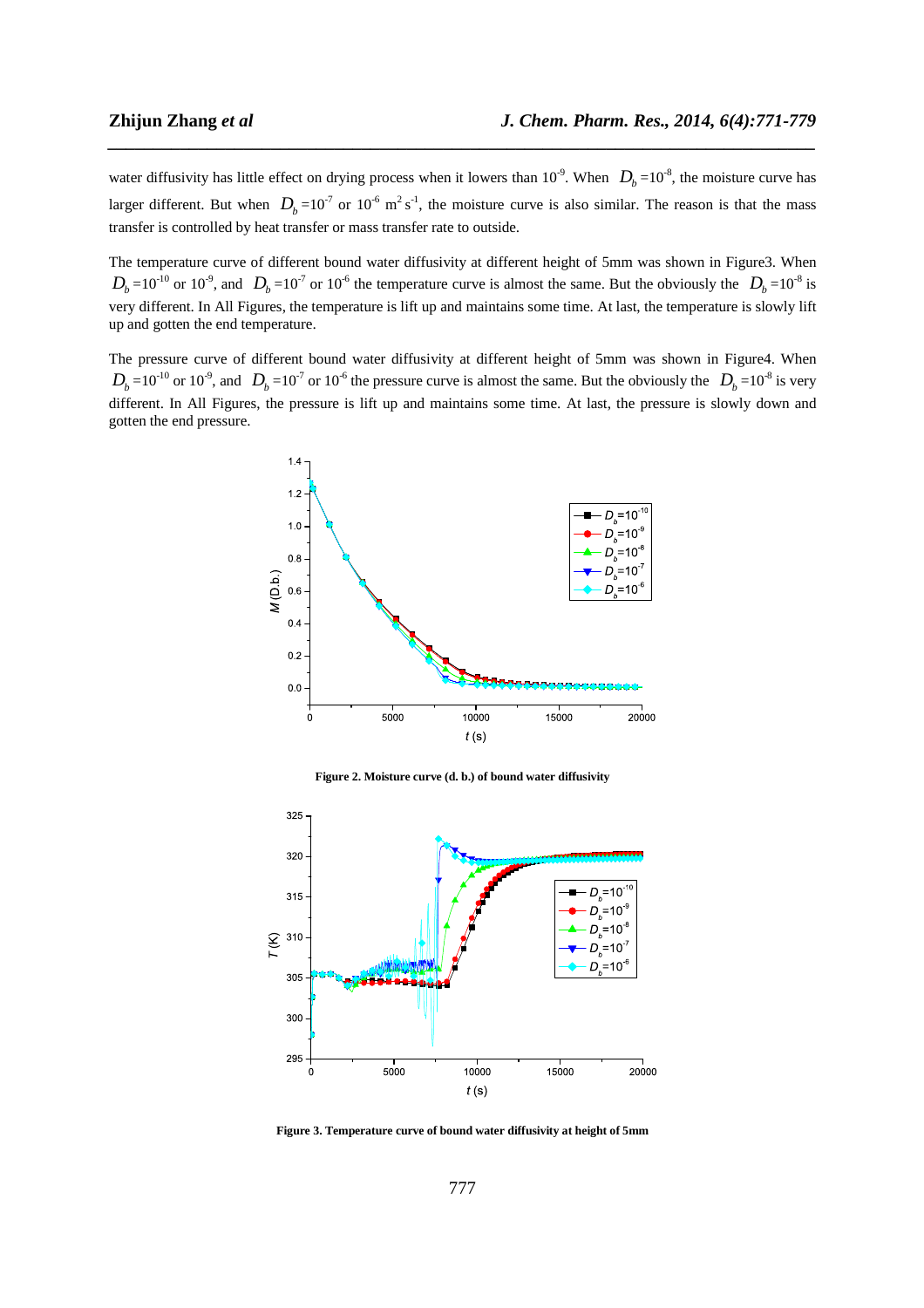water diffusivity has little effect on drying process when it lowers than $10^{-9}$. When $D_b=10^{-8}$, the moisture curve has larger different. But when $D_b=10^{-7}$ or $10^{-6}$ $m^2 s^{-1}$, the moisture curve is also similar. The reason is that the mass transfer is controlled by heat transfer or mass transfer rate to outside.

The temperature curve of different bound water diffusivity at different height of 5mm was shown in Figure3. When $D_b=10^{-10}$ or $10^{-9}$, and $D_b=10^{-7}$ or $10^{-6}$ the temperature curve is almost the same. But the obviously the $D_b=10^{-8}$ is very different. In All Figures, the temperature is lift up and maintains some time. At last, the temperature is slowly lift up and gotten the end temperature.

The pressure curve of different bound water diffusivity at different height of 5mm was shown in Figure4. When $D_b=10^{-10}$ or $10^{-9}$, and $D_b=10^{-7}$ or $10^{-6}$ the pressure curve is almost the same. But the obviously the $D_b=10^{-8}$ is very different. In All Figures, the pressure is lift up and maintains some time. At last, the pressure is slowly down and gotten the end pressure.

**Figure 2. Moisture curve (d. b.) of bound water diffusivity**

**Figure 3. Temperature curve of bound water diffusivity at height of 5mm**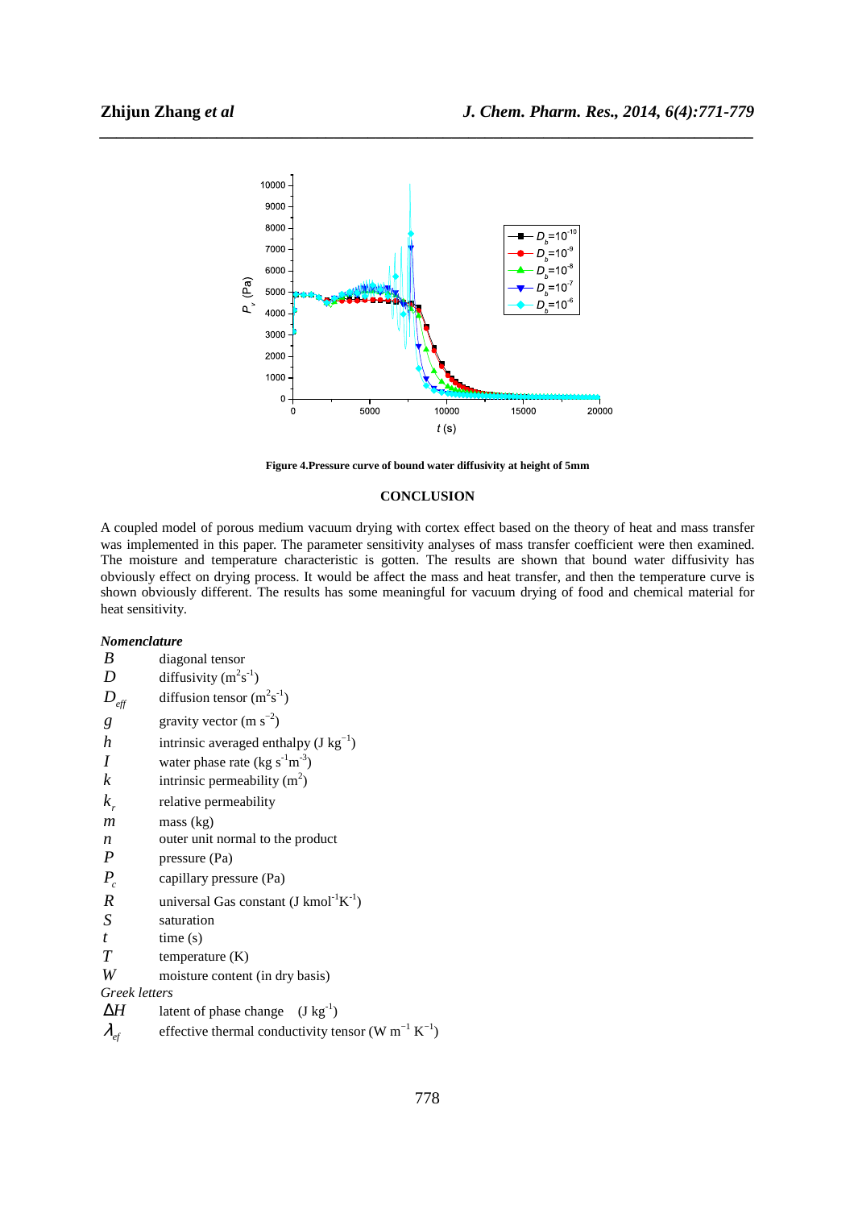**Figure 4.Pressure curve of bound water diffusivity at height of 5mm**

## CONCLUSION

A coupled model of porous medium vacuum drying with cortex effect based on the theory of heat and mass transfer was implemented in this paper. The parameter sensitivity analyses of mass transfer coefficient were then examined. The moisture and temperature characteristic is gotten. The results are shown that bound water diffusivity has obviously effect on drying process. It would be affect the mass and heat transfer, and then the temperature curve is shown obviously different. The results has some meaningful for vacuum drying of food and chemical material for heat sensitivity.

***Nomenclature***

| | |
|---|---|
| $B$ | diagonal tensor |
| $D$ | diffusivity ($m^2s^{-1}$) |
| $D_{eff}$ | diffusion tensor ($m^2s^{-1}$) |
| $g$ | gravity vector ($m\ s^{-2}$) |
| $h$ | intrinsic averaged enthalpy ($J\ kg^{-1}$) |
| $I$ | water phase rate ($kg\ s^{-1}m^{-3}$) |
| $k$ | intrinsic permeability ($m^2$) |
| $k_r$ | relative permeability |
| $m$ | mass (kg) |
| $n$ | outer unit normal to the product |
| $P$ | pressure (Pa) |
| $P_c$ | capillary pressure (Pa) |
| $R$ | universal Gas constant ($J\ kmol^{-1}K^{-1}$) |
| $S$ | saturation |
| $t$ | time (s) |
| $T$ | temperature (K) |
| $W$ | moisture content (in dry basis) |

*Greek letters*

| | |
|---|---|
| $\Delta H$ | latent of phase change ($J\ kg^{-1}$) |
| $\lambda_{ef}$ | effective thermal conductivity tensor ($W\ m^{-1}\ K^{-1}$) |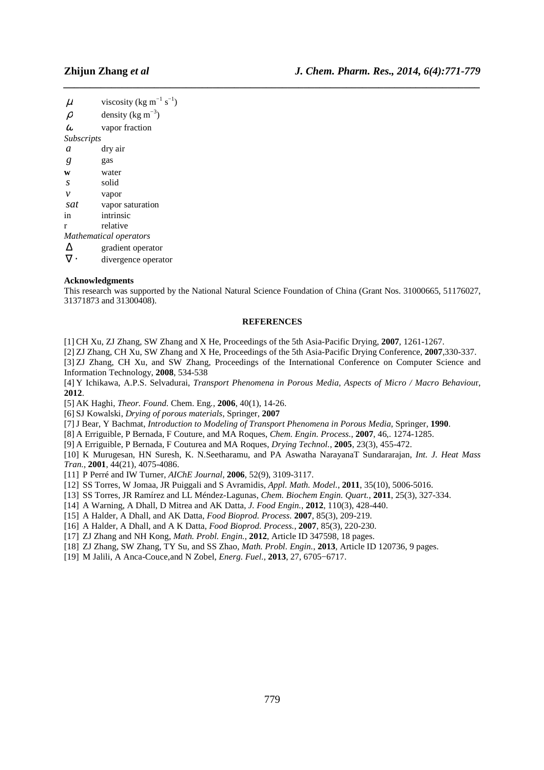| | |
|---|---|
| $\mu$ | viscosity (kg $m^{-1}$ $s^{-1}$) |
| $\rho$ | density (kg $m^{-3}$) |
| $\omega$ | vapor fraction |

*Subscripts*

| | |
|---|---|
| $a$ | dry air |
| $g$ | gas |
| w | water |
| $s$ | solid |
| $v$ | vapor |
| $sat$ | vapor saturation |
| in | intrinsic |
| r | relative |

*Mathematical operators*

| | |
|---|---|
| $\Delta$ | gradient operator |
| $\nabla \cdot$ | divergence operator |

**Acknowledgments**

This research was supported by the National Natural Science Foundation of China (Grant Nos. 31000665, 51176027, 31371873 and 31300408).

## REFERENCES

[1] CH Xu, ZJ Zhang, SW Zhang and X He, Proceedings of the 5th Asia-Pacific Drying, **2007**, 1261-1267.

[2] ZJ Zhang, CH Xu, SW Zhang and X He, Proceedings of the 5th Asia-Pacific Drying Conference, **2007**,330-337.

[3] ZJ Zhang, CH Xu, and SW Zhang, Proceedings of the International Conference on Computer Science and Information Technology, **2008**, 534-538

[4] Y Ichikawa, A.P.S. Selvadurai, *Transport Phenomena in Porous Media, Aspects of Micro / Macro Behaviou*r, **2012**.

[5] AK Haghi, *Theor. Found.* Chem. Eng., **2006**, 40(1), 14-26.

[6] SJ Kowalski, *Drying of porous materials*, Springer, **2007**

[7] J Bear, Y Bachmat, *Introduction to Modeling of Transport Phenomena in Porous Media*, Springer, **1990**.

[8] A Erriguible, P Bernada, F Couture, and MA Roques, *Chem. Engin. Process.*, **2007**, 46,. 1274-1285.

[9] A Erriguible, P Bernada, F Couturea and MA Roques, *Drying Technol.*, **2005**, 23(3), 455-472.

[10] K Murugesan, HN Suresh, K. N.Seetharamu, and PA Aswatha NarayanaT Sundararajan, *Int. J. Heat Mass Tran.*, **2001**, 44(21), 4075-4086.

[11] P Perré and IW Turner, *AIChE Journal*, **2006**, 52(9), 3109-3117.

[12] SS Torres, W Jomaa, JR Puiggali and S Avramidis, *Appl. Math. Model.*, **2011**, 35(10), 5006-5016.

[13] SS Torres, JR Ramírez and LL Méndez-Lagunas, *Chem. Biochem Engin. Quart.*, **2011**, 25(3), 327-334.

[14] A Warning, A Dhall, D Mitrea and AK Datta, *J. Food Engin.*, **2012**, 110(3), 428-440.

[15] A Halder, A Dhall, and AK Datta, *Food Bioprod. Process.* **2007**, 85(3), 209-219.

[16] A Halder, A Dhall, and A K Datta, *Food Bioprod. Process.*, **2007**, 85(3), 220-230.

[17] ZJ Zhang and NH Kong, *Math. Probl. Engin.*, **2012**, Article ID 347598, 18 pages.

[18] ZJ Zhang, SW Zhang, TY Su, and SS Zhao, *Math. Probl. Engin.*, **2013**, Article ID 120736, 9 pages.

[19] M Jalili, A Anca-Couce,and N Zobel, *Energ. Fuel.*, **2013**, 27, 6705−6717.